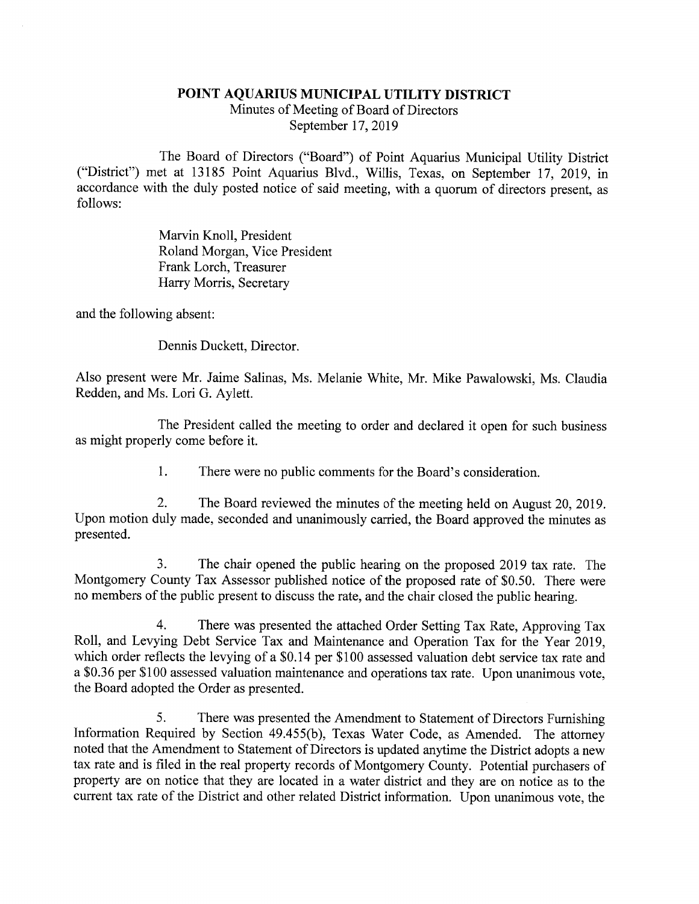# POINT AQUARIUS MUNICIPAL UTILITY DISTRICT

Minutes of Meeting of Board of Directors
September 17, 2019

The Board of Directors ("Board") of Point Aquarius Municipal Utility District ("District") met at 13185 Point Aquarius Blvd., Willis, Texas, on September 17, 2019, in accordance with the duly posted notice of said meeting, with a quorum of directors present, as follows:

Marvin Knoll, President
Roland Morgan, Vice President
Frank Lorch, Treasurer
Harry Morris, Secretary

and the following absent:

Dennis Duckett, Director.

Also present were Mr. Jaime Salinas, Ms. Melanie White, Mr. Mike Pawalowski, Ms. Claudia Redden, and Ms. Lori G. Aylett.

The President called the meeting to order and declared it open for such business as might properly come before it.

1. There were no public comments for the Board's consideration.

2. The Board reviewed the minutes of the meeting held on August 20, 2019. Upon motion duly made, seconded and unanimously carried, the Board approved the minutes as presented.

3. The chair opened the public hearing on the proposed 2019 tax rate. The Montgomery County Tax Assessor published notice of the proposed rate of $0.50. There were no members of the public present to discuss the rate, and the chair closed the public hearing.

4. There was presented the attached Order Setting Tax Rate, Approving Tax Roll, and Levying Debt Service Tax and Maintenance and Operation Tax for the Year 2019, which order reflects the levying of a $0.14 per $100 assessed valuation debt service tax rate and a $0.36 per $100 assessed valuation maintenance and operations tax rate. Upon unanimous vote, the Board adopted the Order as presented.

5. There was presented the Amendment to Statement of Directors Furnishing Information Required by Section 49.455(b), Texas Water Code, as Amended. The attorney noted that the Amendment to Statement of Directors is updated anytime the District adopts a new tax rate and is filed in the real property records of Montgomery County. Potential purchasers of property are on notice that they are located in a water district and they are on notice as to the current tax rate of the District and other related District information. Upon unanimous vote, the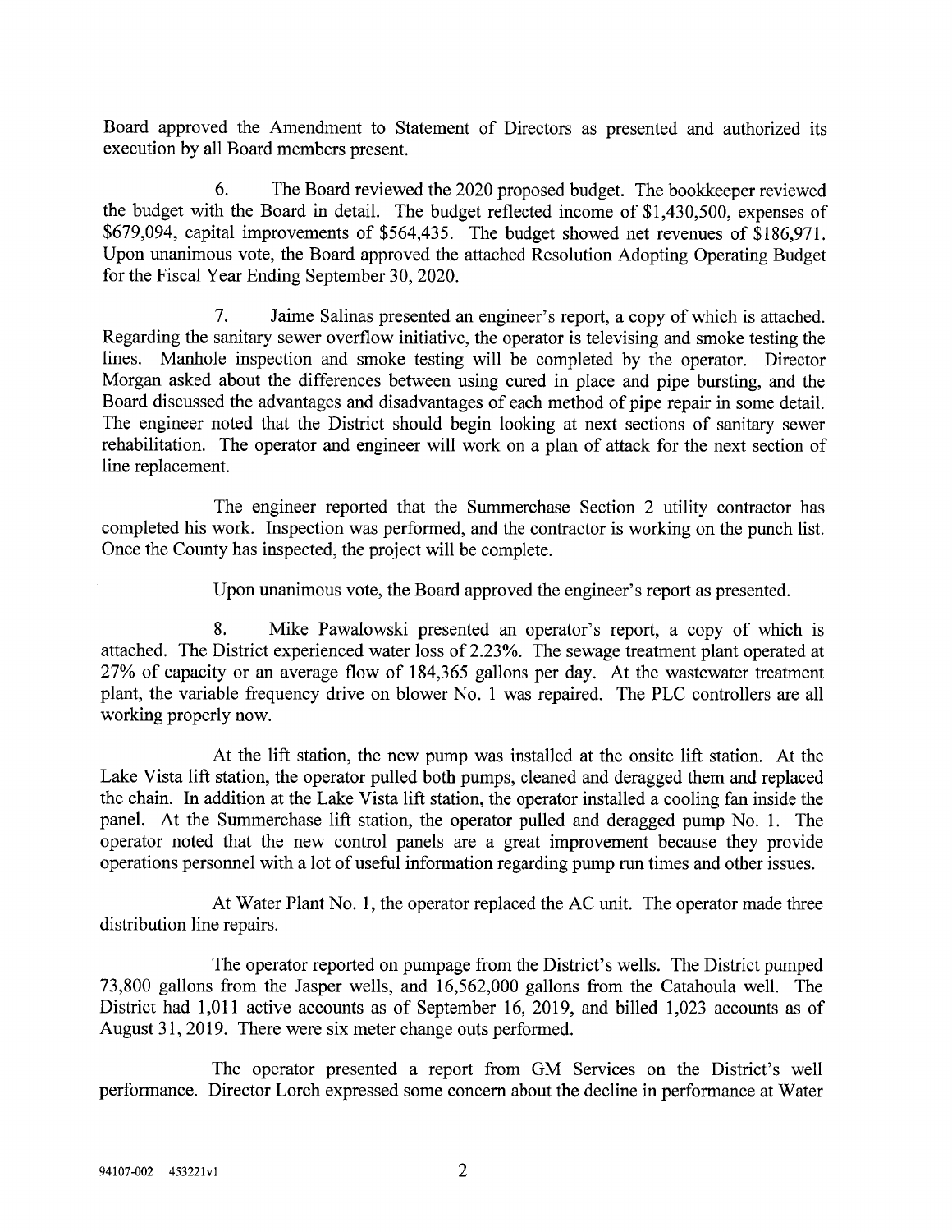Board approved the Amendment to Statement of Directors as presented and authorized its execution by all Board members present.

6. The Board reviewed the 2020 proposed budget. The bookkeeper reviewed the budget with the Board in detail. The budget reflected income of $1,430,500, expenses of $679,094, capital improvements of $564,435. The budget showed net revenues of $186,971. Upon unanimous vote, the Board approved the attached Resolution Adopting Operating Budget for the Fiscal Year Ending September 30, 2020.

7. Jaime Salinas presented an engineer's report, a copy of which is attached. Regarding the sanitary sewer overflow initiative, the operator is televising and smoke testing the lines. Manhole inspection and smoke testing will be completed by the operator. Director Morgan asked about the differences between using cured in place and pipe bursting, and the Board discussed the advantages and disadvantages of each method of pipe repair in some detail. The engineer noted that the District should begin looking at next sections of sanitary sewer rehabilitation. The operator and engineer will work on a plan of attack for the next section of line replacement.

The engineer reported that the Summerchase Section 2 utility contractor has completed his work. Inspection was performed, and the contractor is working on the punch list. Once the County has inspected, the project will be complete.

Upon unanimous vote, the Board approved the engineer's report as presented.

8. Mike Pawalowski presented an operator's report, a copy of which is attached. The District experienced water loss of 2.23%. The sewage treatment plant operated at 27% of capacity or an average flow of 184,365 gallons per day. At the wastewater treatment plant, the variable frequency drive on blower No. 1 was repaired. The PLC controllers are all working properly now.

At the lift station, the new pump was installed at the onsite lift station. At the Lake Vista lift station, the operator pulled both pumps, cleaned and deragged them and replaced the chain. In addition at the Lake Vista lift station, the operator installed a cooling fan inside the panel. At the Summerchase lift station, the operator pulled and deragged pump No. 1. The operator noted that the new control panels are a great improvement because they provide operations personnel with a lot of useful information regarding pump run times and other issues.

At Water Plant No. 1, the operator replaced the AC unit. The operator made three distribution line repairs.

The operator reported on pumpage from the District's wells. The District pumped 73,800 gallons from the Jasper wells, and 16,562,000 gallons from the Catahoula well. The District had 1,011 active accounts as of September 16, 2019, and billed 1,023 accounts as of August 31, 2019. There were six meter change outs performed.

The operator presented a report from GM Services on the District's well performance. Director Lorch expressed some concern about the decline in performance at Water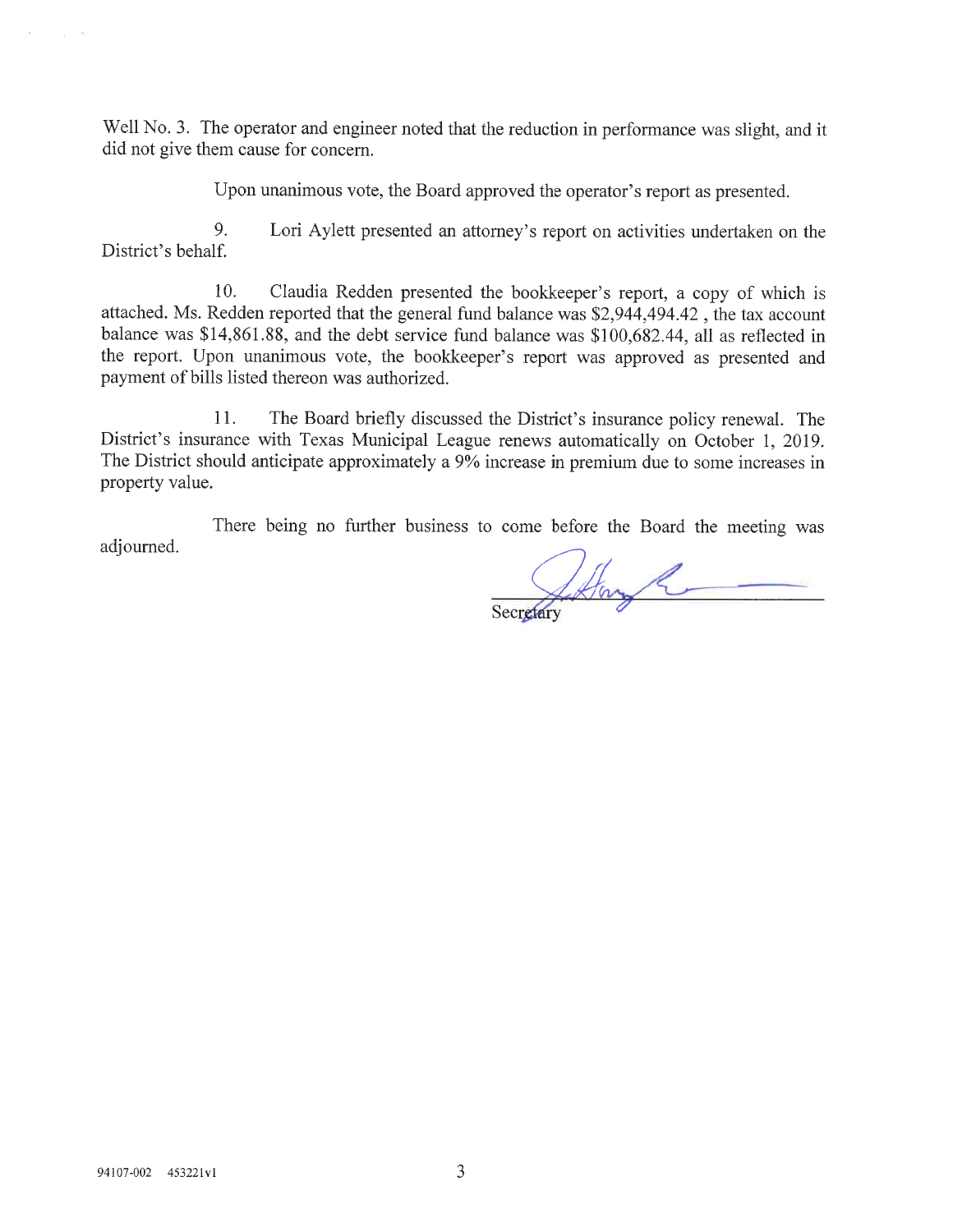Well No. 3. The operator and engineer noted that the reduction in performance was slight, and it did not give them cause for concern.

Upon unanimous vote, the Board approved the operator's report as presented.

9. Lori Aylett presented an attorney's report on activities undertaken on the District's behalf.

10. Claudia Redden presented the bookkeeper's report, a copy of which is attached. Ms. Redden reported that the general fund balance was $2,944,494.42 , the tax account balance was $14,861.88, and the debt service fund balance was $100,682.44, all as reflected in the report. Upon unanimous vote, the bookkeeper's report was approved as presented and payment of bills listed thereon was authorized.

11. The Board briefly discussed the District's insurance policy renewal. The District's insurance with Texas Municipal League renews automatically on October 1, 2019. The District should anticipate approximately a 9% increase in premium due to some increases in property value.

There being no further business to come before the Board the meeting was adjourned.

Secretary

94107-002 453221v1